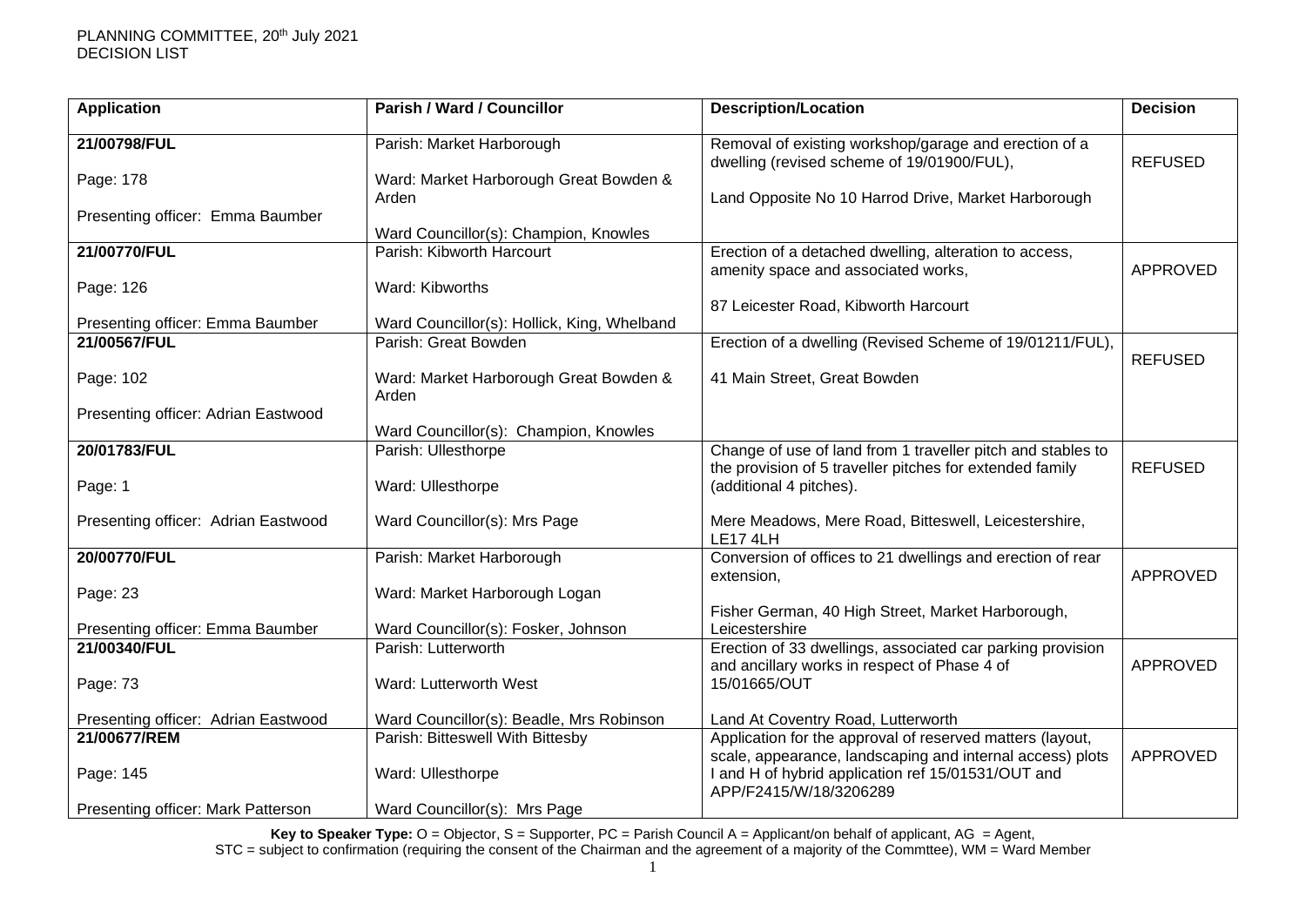PLANNING COMMITTEE, 20th July 2021
DECISION LIST

| Application | Parish / Ward / Councillor | Description/Location | Decision |
|---|---|---|---|
| **21/00798/FUL**<br><br>Page: 178<br><br>Presenting officer: Emma Baumber | Parish: Market Harborough<br><br>Ward: Market Harborough Great Bowden & Arden<br><br>Ward Councillor(s): Champion, Knowles | Removal of existing workshop/garage and erection of a dwelling (revised scheme of 19/01900/FUL),<br><br>Land Opposite No 10 Harrod Drive, Market Harborough | REFUSED |
| **21/00770/FUL**<br><br>Page: 126<br><br>Presenting officer: Emma Baumber | Parish: Kibworth Harcourt<br><br>Ward: Kibworths<br><br>Ward Councillor(s): Hollick, King, Whelband | Erection of a detached dwelling, alteration to access, amenity space and associated works,<br><br>87 Leicester Road, Kibworth Harcourt | APPROVED |
| **21/00567/FUL**<br><br>Page: 102<br><br>Presenting officer: Adrian Eastwood | Parish: Great Bowden<br><br>Ward: Market Harborough Great Bowden & Arden<br><br>Ward Councillor(s): Champion, Knowles | Erection of a dwelling (Revised Scheme of 19/01211/FUL),<br><br>41 Main Street, Great Bowden | REFUSED |
| **20/01783/FUL**<br><br>Page: 1<br><br>Presenting officer: Adrian Eastwood | Parish: Ullesthorpe<br><br>Ward: Ullesthorpe<br><br>Ward Councillor(s): Mrs Page | Change of use of land from 1 traveller pitch and stables to the provision of 5 traveller pitches for extended family (additional 4 pitches).<br><br>Mere Meadows, Mere Road, Bitteswell, Leicestershire, LE17 4LH | REFUSED |
| **20/00770/FUL**<br><br>Page: 23<br><br>Presenting officer: Emma Baumber | Parish: Market Harborough<br><br>Ward: Market Harborough Logan<br><br>Ward Councillor(s): Fosker, Johnson | Conversion of offices to 21 dwellings and erection of rear extension,<br><br>Fisher German, 40 High Street, Market Harborough, Leicestershire | APPROVED |
| **21/00340/FUL**<br><br>Page: 73<br><br>Presenting officer: Adrian Eastwood | Parish: Lutterworth<br><br>Ward: Lutterworth West<br><br>Ward Councillor(s): Beadle, Mrs Robinson | Erection of 33 dwellings, associated car parking provision and ancillary works in respect of Phase 4 of 15/01665/OUT<br><br>Land At Coventry Road, Lutterworth | APPROVED |
| **21/00677/REM**<br><br>Page: 145<br><br>Presenting officer: Mark Patterson | Parish: Bitteswell With Bittesby<br><br>Ward: Ullesthorpe<br><br>Ward Councillor(s): Mrs Page | Application for the approval of reserved matters (layout, scale, appearance, landscaping and internal access) plots I and H of hybrid application ref 15/01531/OUT and APP/F2415/W/18/3206289 | APPROVED |

**Key to Speaker Type:** O = Objector, S = Supporter, PC = Parish Council A = Applicant/on behalf of applicant, AG = Agent,
STC = subject to confirmation (requiring the consent of the Chairman and the agreement of a majority of the Commttee), WM = Ward Member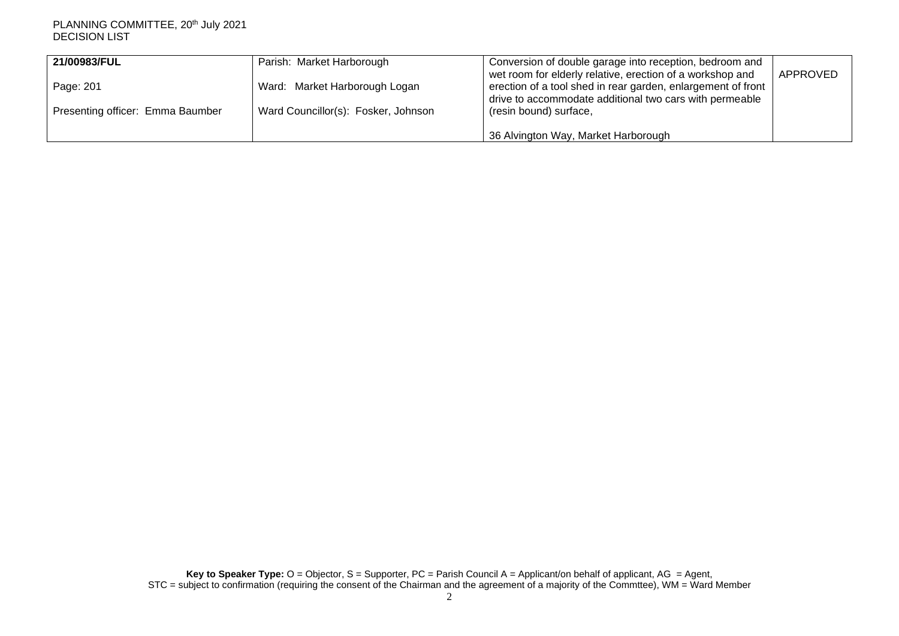PLANNING COMMITTEE, 20th July 2021
DECISION LIST

| | | | |
|---|---|---|---|
| **21/00983/FUL**<br><br>Page: 201<br><br>Presenting officer: Emma Baumber | Parish: Market Harborough<br><br>Ward: Market Harborough Logan<br><br>Ward Councillor(s): Fosker, Johnson | Conversion of double garage into reception, bedroom and wet room for elderly relative, erection of a workshop and erection of a tool shed in rear garden, enlargement of front drive to accommodate additional two cars with permeable (resin bound) surface,<br><br>36 Alvington Way, Market Harborough | APPROVED |

**Key to Speaker Type:** O = Objector, S = Supporter, PC = Parish Council A = Applicant/on behalf of applicant, AG = Agent,
STC = subject to confirmation (requiring the consent of the Chairman and the agreement of a majority of the Commttee), WM = Ward Member